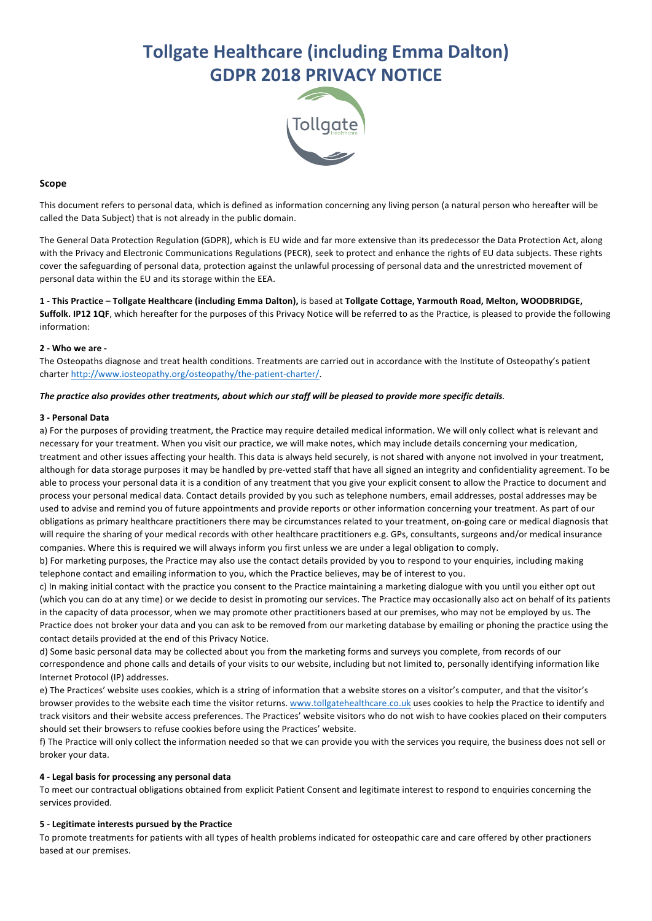# Tollgate Healthcare (including Emma Dalton)
# GDPR 2018 PRIVACY NOTICE

### Scope

This document refers to personal data, which is defined as information concerning any living person (a natural person who hereafter will be called the Data Subject) that is not already in the public domain.

The General Data Protection Regulation (GDPR), which is EU wide and far more extensive than its predecessor the Data Protection Act, along with the Privacy and Electronic Communications Regulations (PECR), seek to protect and enhance the rights of EU data subjects. These rights cover the safeguarding of personal data, protection against the unlawful processing of personal data and the unrestricted movement of personal data within the EU and its storage within the EEA.

**1 - This Practice – Tollgate Healthcare (including Emma Dalton),** is based at **Tollgate Cottage, Yarmouth Road, Melton, WOODBRIDGE, Suffolk. IP12 1QF**, which hereafter for the purposes of this Privacy Notice will be referred to as the Practice, is pleased to provide the following information:

**2 - Who we are -**

The Osteopaths diagnose and treat health conditions. Treatments are carried out in accordance with the Institute of Osteopathy's patient charter http://www.iosteopathy.org/osteopathy/the-patient-charter/.

***The practice also provides other treatments, about which our staff will be pleased to provide more specific details.***

**3 - Personal Data**

a) For the purposes of providing treatment, the Practice may require detailed medical information. We will only collect what is relevant and necessary for your treatment. When you visit our practice, we will make notes, which may include details concerning your medication, treatment and other issues affecting your health. This data is always held securely, is not shared with anyone not involved in your treatment, although for data storage purposes it may be handled by pre-vetted staff that have all signed an integrity and confidentiality agreement. To be able to process your personal data it is a condition of any treatment that you give your explicit consent to allow the Practice to document and process your personal medical data. Contact details provided by you such as telephone numbers, email addresses, postal addresses may be used to advise and remind you of future appointments and provide reports or other information concerning your treatment. As part of our obligations as primary healthcare practitioners there may be circumstances related to your treatment, on-going care or medical diagnosis that will require the sharing of your medical records with other healthcare practitioners e.g. GPs, consultants, surgeons and/or medical insurance companies. Where this is required we will always inform you first unless we are under a legal obligation to comply.

b) For marketing purposes, the Practice may also use the contact details provided by you to respond to your enquiries, including making telephone contact and emailing information to you, which the Practice believes, may be of interest to you.

c) In making initial contact with the practice you consent to the Practice maintaining a marketing dialogue with you until you either opt out (which you can do at any time) or we decide to desist in promoting our services. The Practice may occasionally also act on behalf of its patients in the capacity of data processor, when we may promote other practitioners based at our premises, who may not be employed by us. The Practice does not broker your data and you can ask to be removed from our marketing database by emailing or phoning the practice using the contact details provided at the end of this Privacy Notice.

d) Some basic personal data may be collected about you from the marketing forms and surveys you complete, from records of our correspondence and phone calls and details of your visits to our website, including but not limited to, personally identifying information like Internet Protocol (IP) addresses.

e) The Practices' website uses cookies, which is a string of information that a website stores on a visitor's computer, and that the visitor's browser provides to the website each time the visitor returns. www.tollgatehealthcare.co.uk uses cookies to help the Practice to identify and track visitors and their website access preferences. The Practices' website visitors who do not wish to have cookies placed on their computers should set their browsers to refuse cookies before using the Practices' website.

f) The Practice will only collect the information needed so that we can provide you with the services you require, the business does not sell or broker your data.

**4 - Legal basis for processing any personal data**

To meet our contractual obligations obtained from explicit Patient Consent and legitimate interest to respond to enquiries concerning the services provided.

**5 - Legitimate interests pursued by the Practice**

To promote treatments for patients with all types of health problems indicated for osteopathic care and care offered by other practioners based at our premises.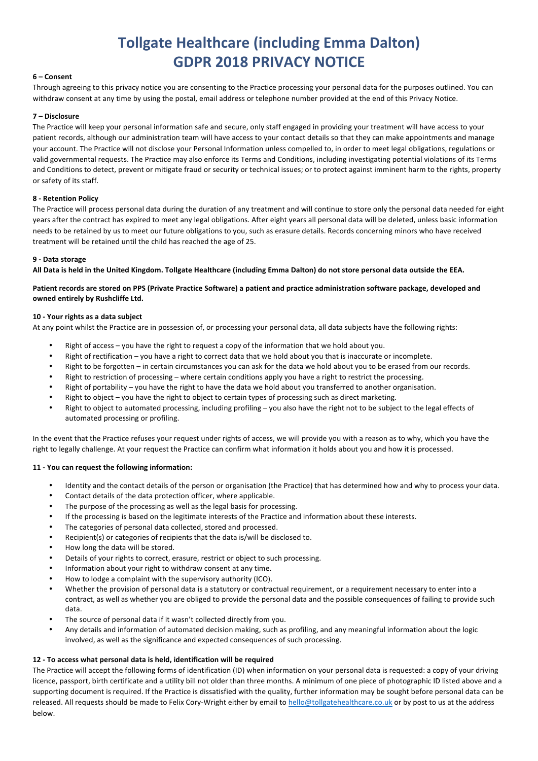# Tollgate Healthcare (including Emma Dalton) GDPR 2018 PRIVACY NOTICE

**6 – Consent**

Through agreeing to this privacy notice you are consenting to the Practice processing your personal data for the purposes outlined. You can withdraw consent at any time by using the postal, email address or telephone number provided at the end of this Privacy Notice.

**7 – Disclosure**

The Practice will keep your personal information safe and secure, only staff engaged in providing your treatment will have access to your patient records, although our administration team will have access to your contact details so that they can make appointments and manage your account. The Practice will not disclose your Personal Information unless compelled to, in order to meet legal obligations, regulations or valid governmental requests. The Practice may also enforce its Terms and Conditions, including investigating potential violations of its Terms and Conditions to detect, prevent or mitigate fraud or security or technical issues; or to protect against imminent harm to the rights, property or safety of its staff.

**8 - Retention Policy**

The Practice will process personal data during the duration of any treatment and will continue to store only the personal data needed for eight years after the contract has expired to meet any legal obligations. After eight years all personal data will be deleted, unless basic information needs to be retained by us to meet our future obligations to you, such as erasure details. Records concerning minors who have received treatment will be retained until the child has reached the age of 25.

**9 - Data storage**

**All Data is held in the United Kingdom. Tollgate Healthcare (including Emma Dalton) do not store personal data outside the EEA.**

**Patient records are stored on PPS (Private Practice Software) a patient and practice administration software package, developed and owned entirely by Rushcliffe Ltd.**

**10 - Your rights as a data subject**

At any point whilst the Practice are in possession of, or processing your personal data, all data subjects have the following rights:

- Right of access – you have the right to request a copy of the information that we hold about you.
- Right of rectification – you have a right to correct data that we hold about you that is inaccurate or incomplete.
- Right to be forgotten – in certain circumstances you can ask for the data we hold about you to be erased from our records.
- Right to restriction of processing – where certain conditions apply you have a right to restrict the processing.
- Right of portability – you have the right to have the data we hold about you transferred to another organisation.
- Right to object – you have the right to object to certain types of processing such as direct marketing.
- Right to object to automated processing, including profiling – you also have the right not to be subject to the legal effects of automated processing or profiling.

In the event that the Practice refuses your request under rights of access, we will provide you with a reason as to why, which you have the right to legally challenge. At your request the Practice can confirm what information it holds about you and how it is processed.

**11 - You can request the following information:**

- Identity and the contact details of the person or organisation (the Practice) that has determined how and why to process your data.
- Contact details of the data protection officer, where applicable.
- The purpose of the processing as well as the legal basis for processing.
- If the processing is based on the legitimate interests of the Practice and information about these interests.
- The categories of personal data collected, stored and processed.
- Recipient(s) or categories of recipients that the data is/will be disclosed to.
- How long the data will be stored.
- Details of your rights to correct, erasure, restrict or object to such processing.
- Information about your right to withdraw consent at any time.
- How to lodge a complaint with the supervisory authority (ICO).
- Whether the provision of personal data is a statutory or contractual requirement, or a requirement necessary to enter into a contract, as well as whether you are obliged to provide the personal data and the possible consequences of failing to provide such data.
- The source of personal data if it wasn't collected directly from you.
- Any details and information of automated decision making, such as profiling, and any meaningful information about the logic involved, as well as the significance and expected consequences of such processing.

**12 - To access what personal data is held, identification will be required**

The Practice will accept the following forms of identification (ID) when information on your personal data is requested: a copy of your driving licence, passport, birth certificate and a utility bill not older than three months. A minimum of one piece of photographic ID listed above and a supporting document is required. If the Practice is dissatisfied with the quality, further information may be sought before personal data can be released. All requests should be made to Felix Cory-Wright either by email to hello@tollgatehealthcare.co.uk or by post to us at the address below.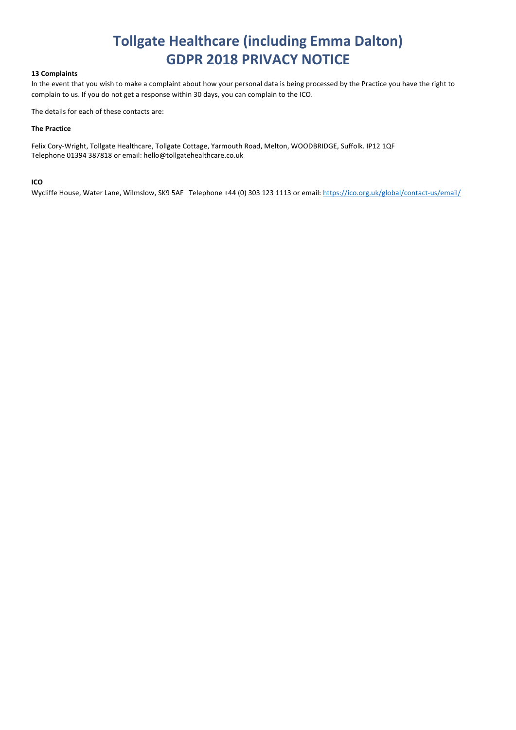# Tollgate Healthcare (including Emma Dalton) GDPR 2018 PRIVACY NOTICE

**13 Complaints**

In the event that you wish to make a complaint about how your personal data is being processed by the Practice you have the right to complain to us. If you do not get a response within 30 days, you can complain to the ICO.

The details for each of these contacts are:

**The Practice**

Felix Cory-Wright, Tollgate Healthcare, Tollgate Cottage, Yarmouth Road, Melton, WOODBRIDGE, Suffolk. IP12 1QF
Telephone 01394 387818 or email: hello@tollgatehealthcare.co.uk

**ICO**

Wycliffe House, Water Lane, Wilmslow, SK9 5AF   Telephone +44 (0) 303 123 1113 or email: https://ico.org.uk/global/contact-us/email/